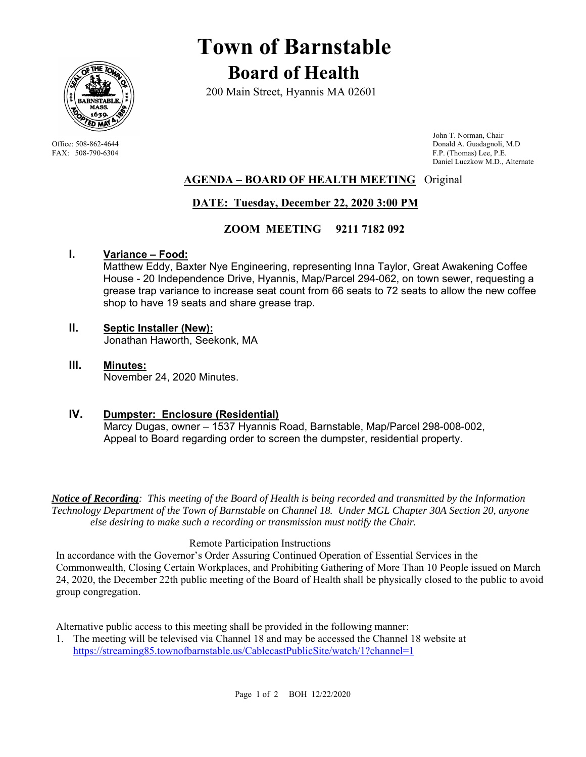# Town of Barnstable

## Board of Health

200 Main Street, Hyannis MA 02601

Office: 508-862-4644
FAX: 508-790-6304

John T. Norman, Chair
Donald A. Guadagnoli, M.D
F.P. (Thomas) Lee, P.E.
Daniel Luczkow M.D., Alternate

### **AGENDA – BOARD OF HEALTH MEETING** Original

### **DATE: Tuesday, December 22, 2020 3:00 PM**

### **ZOOM MEETING 9211 7182 092**

**I. Variance – Food:**
Matthew Eddy, Baxter Nye Engineering, representing Inna Taylor, Great Awakening Coffee House - 20 Independence Drive, Hyannis, Map/Parcel 294-062, on town sewer, requesting a grease trap variance to increase seat count from 66 seats to 72 seats to allow the new coffee shop to have 19 seats and share grease trap.

**II. Septic Installer (New):**
Jonathan Haworth, Seekonk, MA

**III. Minutes:**
November 24, 2020 Minutes.

**IV. Dumpster: Enclosure (Residential)**
Marcy Dugas, owner – 1537 Hyannis Road, Barnstable, Map/Parcel 298-008-002, Appeal to Board regarding order to screen the dumpster, residential property.

***Notice of Recording**: This meeting of the Board of Health is being recorded and transmitted by the Information Technology Department of the Town of Barnstable on Channel 18. Under MGL Chapter 30A Section 20, anyone else desiring to make such a recording or transmission must notify the Chair.*

Remote Participation Instructions

In accordance with the Governor's Order Assuring Continued Operation of Essential Services in the Commonwealth, Closing Certain Workplaces, and Prohibiting Gathering of More Than 10 People issued on March 24, 2020, the December 22th public meeting of the Board of Health shall be physically closed to the public to avoid group congregation.

Alternative public access to this meeting shall be provided in the following manner:

1. The meeting will be televised via Channel 18 and may be accessed the Channel 18 website at https://streaming85.townofbarnstable.us/CablecastPublicSite/watch/1?channel=1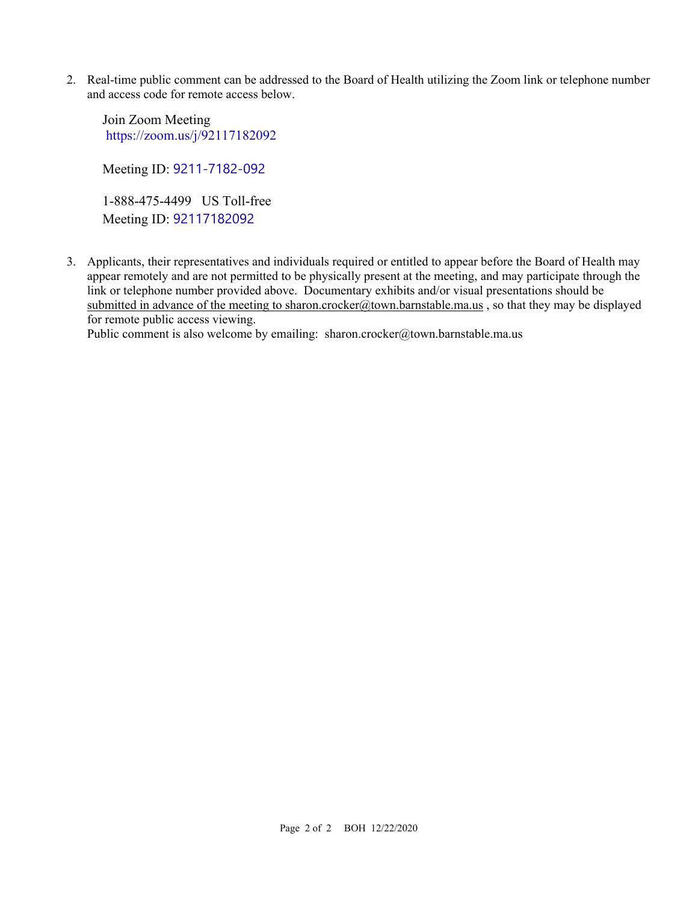2. Real-time public comment can be addressed to the Board of Health utilizing the Zoom link or telephone number and access code for remote access below.

   Join Zoom Meeting
   https://zoom.us/j/92117182092

   Meeting ID: 9211-7182-092

   1-888-475-4499 US Toll-free
   Meeting ID: 92117182092

3. Applicants, their representatives and individuals required or entitled to appear before the Board of Health may appear remotely and are not permitted to be physically present at the meeting, and may participate through the link or telephone number provided above. Documentary exhibits and/or visual presentations should be submitted in advance of the meeting to sharon.crocker@town.barnstable.ma.us , so that they may be displayed for remote public access viewing.
   Public comment is also welcome by emailing: sharon.crocker@town.barnstable.ma.us